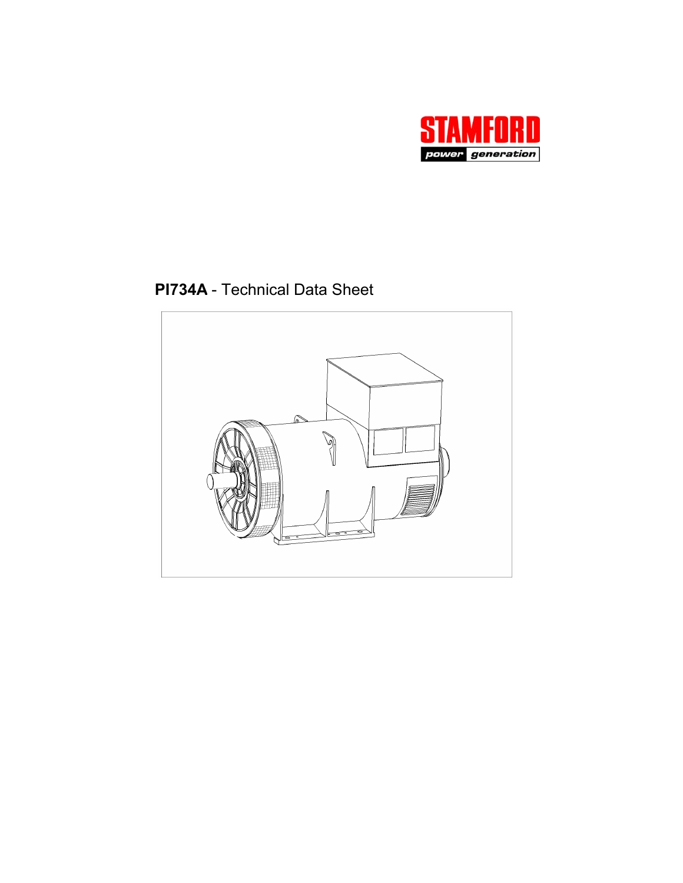STAMFORD

power generation

# **PI734A** - Technical Data Sheet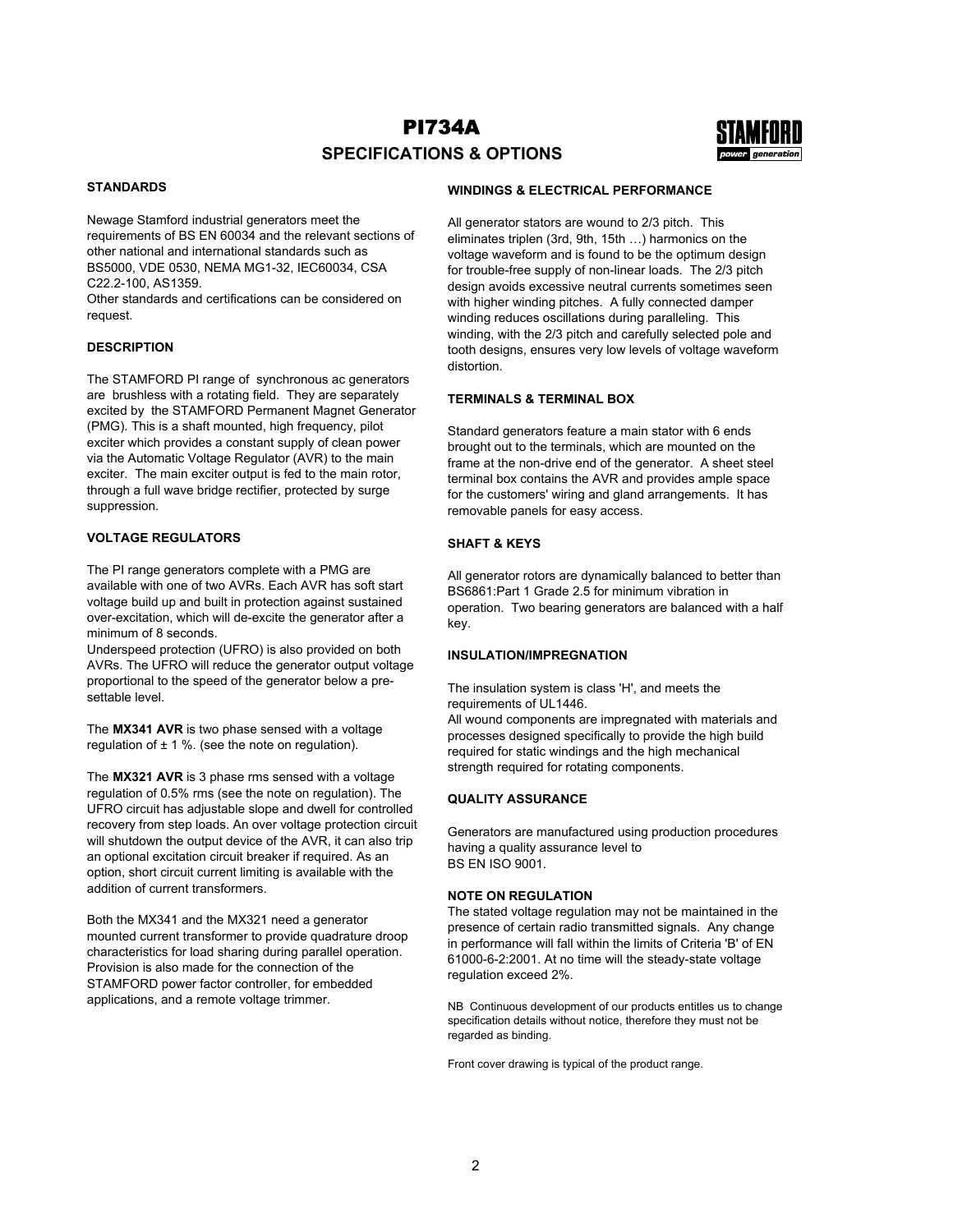# PI734A

## SPECIFICATIONS & OPTIONS

### STANDARDS

Newage Stamford industrial generators meet the requirements of BS EN 60034 and the relevant sections of other national and international standards such as BS5000, VDE 0530, NEMA MG1-32, IEC60034, CSA C22.2-100, AS1359.
Other standards and certifications can be considered on request.

### DESCRIPTION

The STAMFORD PI range of synchronous ac generators are brushless with a rotating field. They are separately excited by the STAMFORD Permanent Magnet Generator (PMG). This is a shaft mounted, high frequency, pilot exciter which provides a constant supply of clean power via the Automatic Voltage Regulator (AVR) to the main exciter. The main exciter output is fed to the main rotor, through a full wave bridge rectifier, protected by surge suppression.

### VOLTAGE REGULATORS

The PI range generators complete with a PMG are available with one of two AVRs. Each AVR has soft start voltage build up and built in protection against sustained over-excitation, which will de-excite the generator after a minimum of 8 seconds.
Underspeed protection (UFRO) is also provided on both AVRs. The UFRO will reduce the generator output voltage proportional to the speed of the generator below a pre-settable level.

The **MX341 AVR** is two phase sensed with a voltage regulation of ± 1 %. (see the note on regulation).

The **MX321 AVR** is 3 phase rms sensed with a voltage regulation of 0.5% rms (see the note on regulation). The UFRO circuit has adjustable slope and dwell for controlled recovery from step loads. An over voltage protection circuit will shutdown the output device of the AVR, it can also trip an optional excitation circuit breaker if required. As an option, short circuit current limiting is available with the addition of current transformers.

Both the MX341 and the MX321 need a generator mounted current transformer to provide quadrature droop characteristics for load sharing during parallel operation. Provision is also made for the connection of the STAMFORD power factor controller, for embedded applications, and a remote voltage trimmer.

### WINDINGS & ELECTRICAL PERFORMANCE

All generator stators are wound to 2/3 pitch. This eliminates triplen (3rd, 9th, 15th …) harmonics on the voltage waveform and is found to be the optimum design for trouble-free supply of non-linear loads. The 2/3 pitch design avoids excessive neutral currents sometimes seen with higher winding pitches. A fully connected damper winding reduces oscillations during paralleling. This winding, with the 2/3 pitch and carefully selected pole and tooth designs, ensures very low levels of voltage waveform distortion.

### TERMINALS & TERMINAL BOX

Standard generators feature a main stator with 6 ends brought out to the terminals, which are mounted on the frame at the non-drive end of the generator. A sheet steel terminal box contains the AVR and provides ample space for the customers' wiring and gland arrangements. It has removable panels for easy access.

### SHAFT & KEYS

All generator rotors are dynamically balanced to better than BS6861:Part 1 Grade 2.5 for minimum vibration in operation. Two bearing generators are balanced with a half key.

### INSULATION/IMPREGNATION

The insulation system is class 'H', and meets the requirements of UL1446.
All wound components are impregnated with materials and processes designed specifically to provide the high build required for static windings and the high mechanical strength required for rotating components.

### QUALITY ASSURANCE

Generators are manufactured using production procedures having a quality assurance level to BS EN ISO 9001.

### NOTE ON REGULATION

The stated voltage regulation may not be maintained in the presence of certain radio transmitted signals. Any change in performance will fall within the limits of Criteria 'B' of EN 61000-6-2:2001. At no time will the steady-state voltage regulation exceed 2%.

NB Continuous development of our products entitles us to change specification details without notice, therefore they must not be regarded as binding.

Front cover drawing is typical of the product range.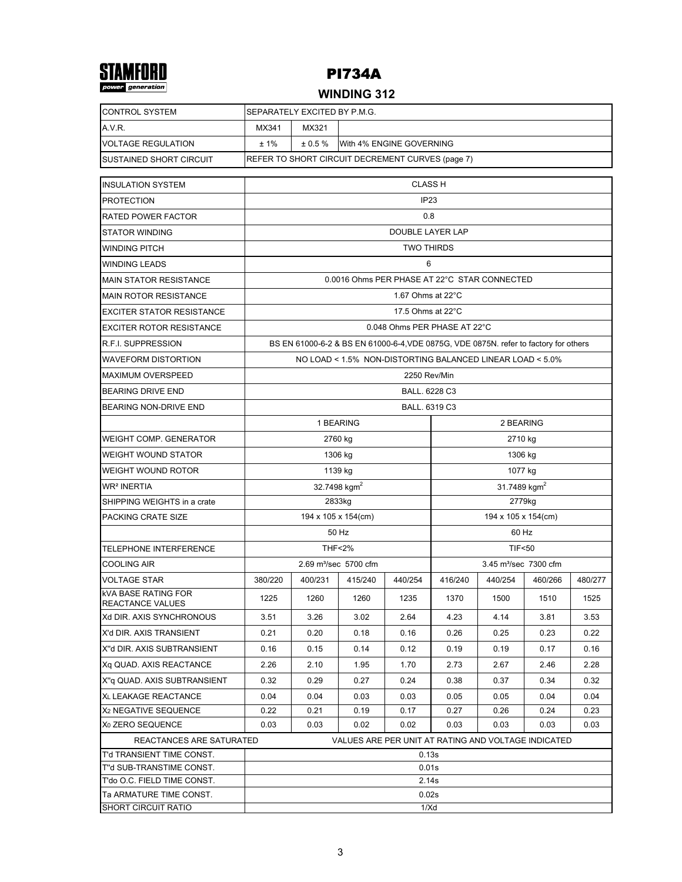STAMFORD
power generation

# PI734A

## WINDING 312

| CONTROL SYSTEM | SEPARATELY EXCITED BY P.M.G. | | |
|---|---|---|---|
| A.V.R. | MX341 | MX321 | |
| VOLTAGE REGULATION | ± 1% | ± 0.5 % | With 4% ENGINE GOVERNING |
| SUSTAINED SHORT CIRCUIT | REFER TO SHORT CIRCUIT DECREMENT CURVES (page 7) | | |

| INSULATION SYSTEM | CLASS H | | | | | | | |
|---|---|---|---|---|---|---|---|---|
| PROTECTION | IP23 | | | | | | | |
| RATED POWER FACTOR | 0.8 | | | | | | | |
| STATOR WINDING | DOUBLE LAYER LAP | | | | | | | |
| WINDING PITCH | TWO THIRDS | | | | | | | |
| WINDING LEADS | 6 | | | | | | | |
| MAIN STATOR RESISTANCE | 0.0016 Ohms PER PHASE AT 22°C STAR CONNECTED | | | | | | | |
| MAIN ROTOR RESISTANCE | 1.67 Ohms at 22°C | | | | | | | |
| EXCITER STATOR RESISTANCE | 17.5 Ohms at 22°C | | | | | | | |
| EXCITER ROTOR RESISTANCE | 0.048 Ohms PER PHASE AT 22°C | | | | | | | |
| R.F.I. SUPPRESSION | BS EN 61000-6-2 & BS EN 61000-6-4,VDE 0875G, VDE 0875N. refer to factory for others | | | | | | | |
| WAVEFORM DISTORTION | NO LOAD < 1.5% NON-DISTORTING BALANCED LINEAR LOAD < 5.0% | | | | | | | |
| MAXIMUM OVERSPEED | 2250 Rev/Min | | | | | | | |
| BEARING DRIVE END | BALL. 6228 C3 | | | | | | | |
| BEARING NON-DRIVE END | BALL. 6319 C3 | | | | | | | |
| | 1 BEARING | | | | 2 BEARING | | | |
| WEIGHT COMP. GENERATOR | 2760 kg | | | | 2710 kg | | | |
| WEIGHT WOUND STATOR | 1306 kg | | | | 1306 kg | | | |
| WEIGHT WOUND ROTOR | 1139 kg | | | | 1077 kg | | | |
| WR² INERTIA | 32.7498 kgm$^2$ | | | | 31.7489 kgm$^2$ | | | |
| SHIPPING WEIGHTS in a crate | 2833kg | | | | 2779kg | | | |
| PACKING CRATE SIZE | 194 x 105 x 154(cm) | | | | 194 x 105 x 154(cm) | | | |
| | 50 Hz | | | | 60 Hz | | | |
| TELEPHONE INTERFERENCE | THF<2% | | | | TIF<50 | | | |
| COOLING AIR | 2.69 m³/sec 5700 cfm | | | | 3.45 m³/sec 7300 cfm | | | |
| VOLTAGE STAR | 380/220 | 400/231 | 415/240 | 440/254 | 416/240 | 440/254 | 460/266 | 480/277 |
| kVA BASE RATING FOR REACTANCE VALUES | 1225 | 1260 | 1260 | 1235 | 1370 | 1500 | 1510 | 1525 |
| Xd DIR. AXIS SYNCHRONOUS | 3.51 | 3.26 | 3.02 | 2.64 | 4.23 | 4.14 | 3.81 | 3.53 |
| X'd DIR. AXIS TRANSIENT | 0.21 | 0.20 | 0.18 | 0.16 | 0.26 | 0.25 | 0.23 | 0.22 |
| X''d DIR. AXIS SUBTRANSIENT | 0.16 | 0.15 | 0.14 | 0.12 | 0.19 | 0.19 | 0.17 | 0.16 |
| Xq QUAD. AXIS REACTANCE | 2.26 | 2.10 | 1.95 | 1.70 | 2.73 | 2.67 | 2.46 | 2.28 |
| X''q QUAD. AXIS SUBTRANSIENT | 0.32 | 0.29 | 0.27 | 0.24 | 0.38 | 0.37 | 0.34 | 0.32 |
| $X_L$ LEAKAGE REACTANCE | 0.04 | 0.04 | 0.03 | 0.03 | 0.05 | 0.05 | 0.04 | 0.04 |
| $X_2$ NEGATIVE SEQUENCE | 0.22 | 0.21 | 0.19 | 0.17 | 0.27 | 0.26 | 0.24 | 0.23 |
| $X_0$ ZERO SEQUENCE | 0.03 | 0.03 | 0.02 | 0.02 | 0.03 | 0.03 | 0.03 | 0.03 |
| REACTANCES ARE SATURATED | VALUES ARE PER UNIT AT RATING AND VOLTAGE INDICATED | | | | | | | |
| T'd TRANSIENT TIME CONST. | 0.13s | | | | | | | |
| T''d SUB-TRANSTIME CONST. | 0.01s | | | | | | | |
| T'do O.C. FIELD TIME CONST. | 2.14s | | | | | | | |
| Ta ARMATURE TIME CONST. | 0.02s | | | | | | | |
| SHORT CIRCUIT RATIO | 1/Xd | | | | | | | |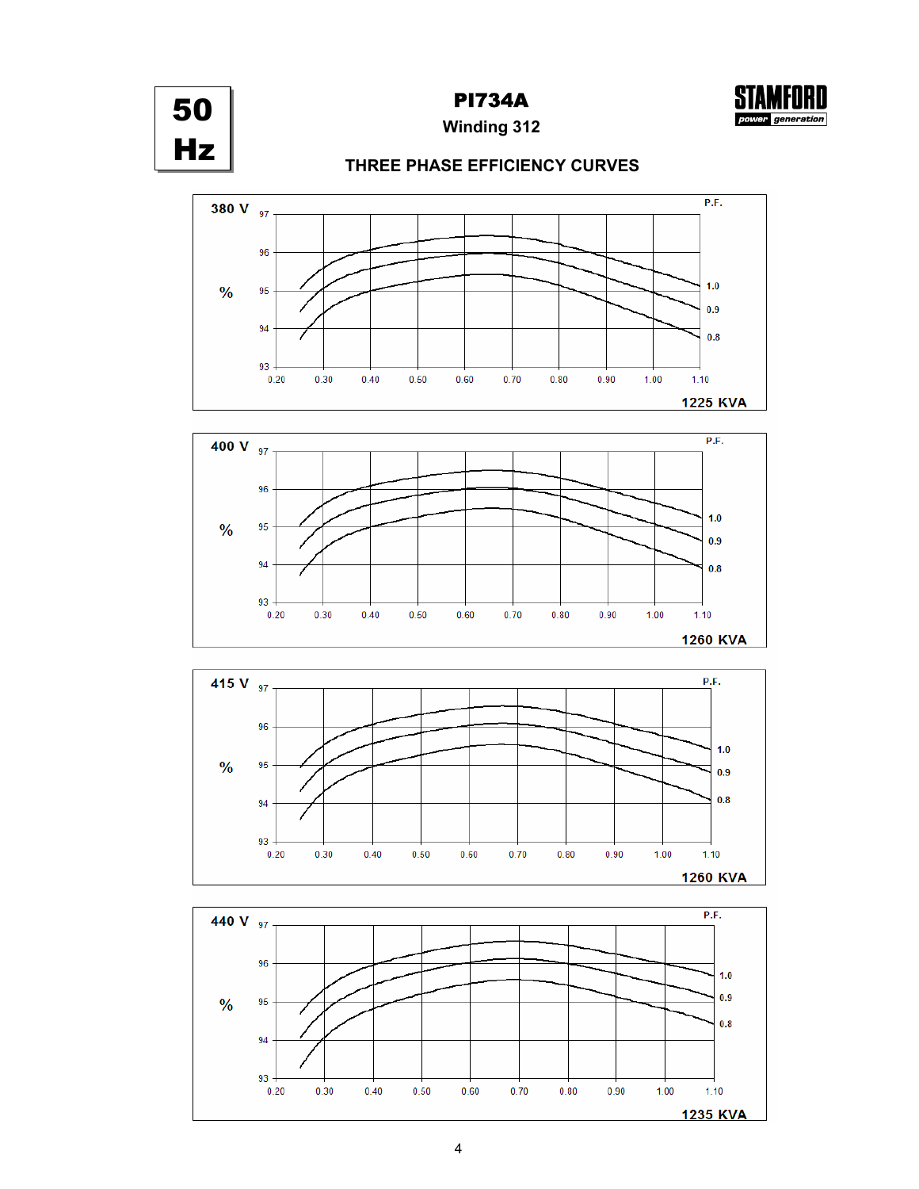**50 Hz**

# PI734A

## Winding 312

### THREE PHASE EFFICIENCY CURVES

**380 V**

% (93–97) vs. load 0.20–1.10; P.F. curves: 1.0, 0.9, 0.8

**1225 KVA**

**400 V**

% (93–97) vs. load 0.20–1.10; P.F. curves: 1.0, 0.9, 0.8

**1260 KVA**

**415 V**

% (93–97) vs. load 0.20–1.10; P.F. curves: 1.0, 0.9, 0.8

**1260 KVA**

**440 V**

% (93–97) vs. load 0.20–1.10; P.F. curves: 1.0, 0.9, 0.8

**1235 KVA**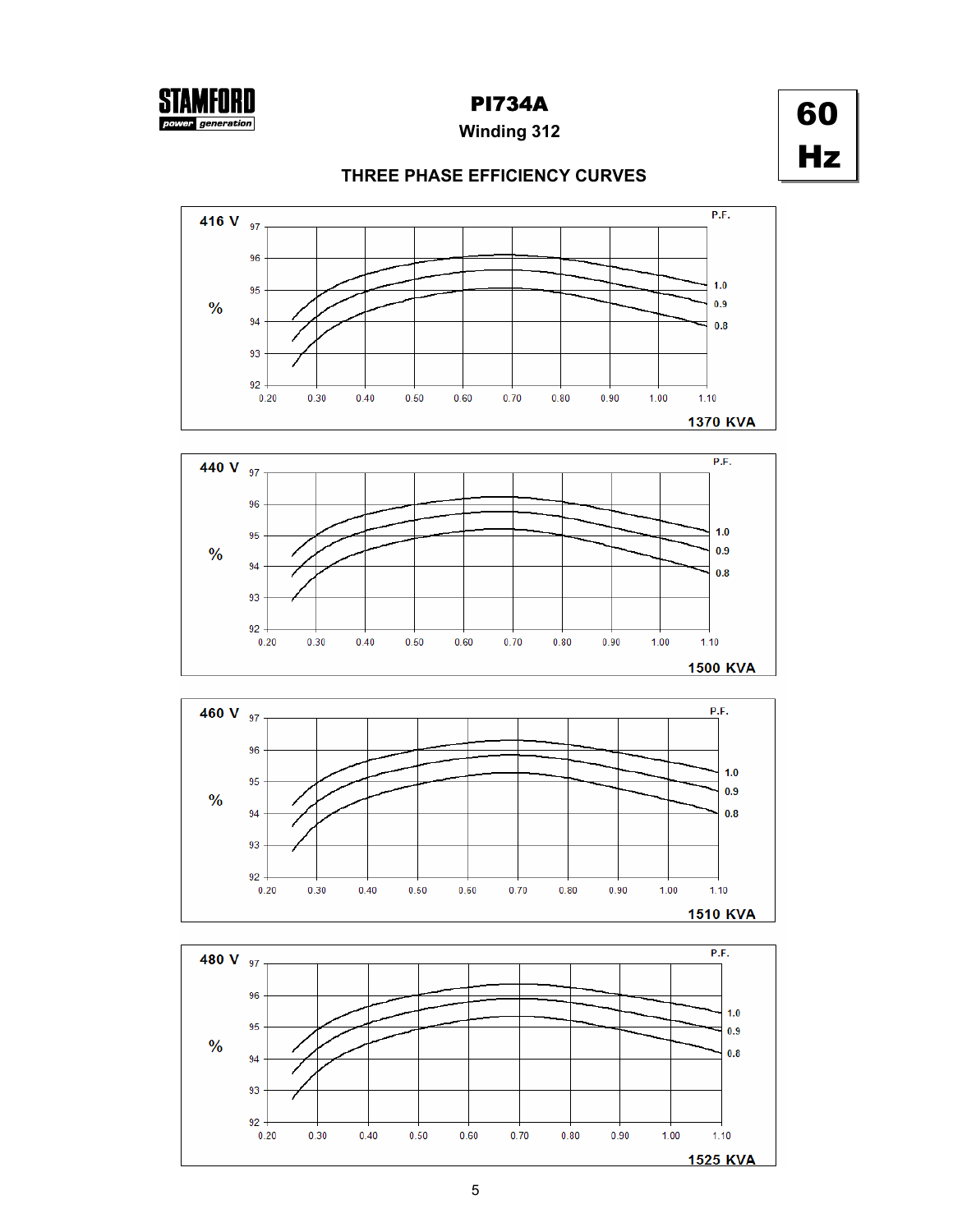# PI734A

## Winding 312

**60 Hz**

## THREE PHASE EFFICIENCY CURVES

**416 V** — 1370 KVA

| % | P.F. |
|---|---|
| Y-axis: 92, 93, 94, 95, 96, 97 | 1.0, 0.9, 0.8 |

X-axis: 0.20, 0.30, 0.40, 0.50, 0.60, 0.70, 0.80, 0.90, 1.00, 1.10

**440 V** — 1500 KVA

| % | P.F. |
|---|---|
| Y-axis: 92, 93, 94, 95, 96, 97 | 1.0, 0.9, 0.8 |

X-axis: 0.20, 0.30, 0.40, 0.50, 0.60, 0.70, 0.80, 0.90, 1.00, 1.10

**460 V** — 1510 KVA

| % | P.F. |
|---|---|
| Y-axis: 92, 93, 94, 95, 96, 97 | 1.0, 0.9, 0.8 |

X-axis: 0.20, 0.30, 0.40, 0.50, 0.60, 0.70, 0.80, 0.90, 1.00, 1.10

**480 V** — 1525 KVA

| % | P.F. |
|---|---|
| Y-axis: 92, 93, 94, 95, 96, 97 | 1.0, 0.9, 0.8 |

X-axis: 0.20, 0.30, 0.40, 0.50, 0.60, 0.70, 0.80, 0.90, 1.00, 1.10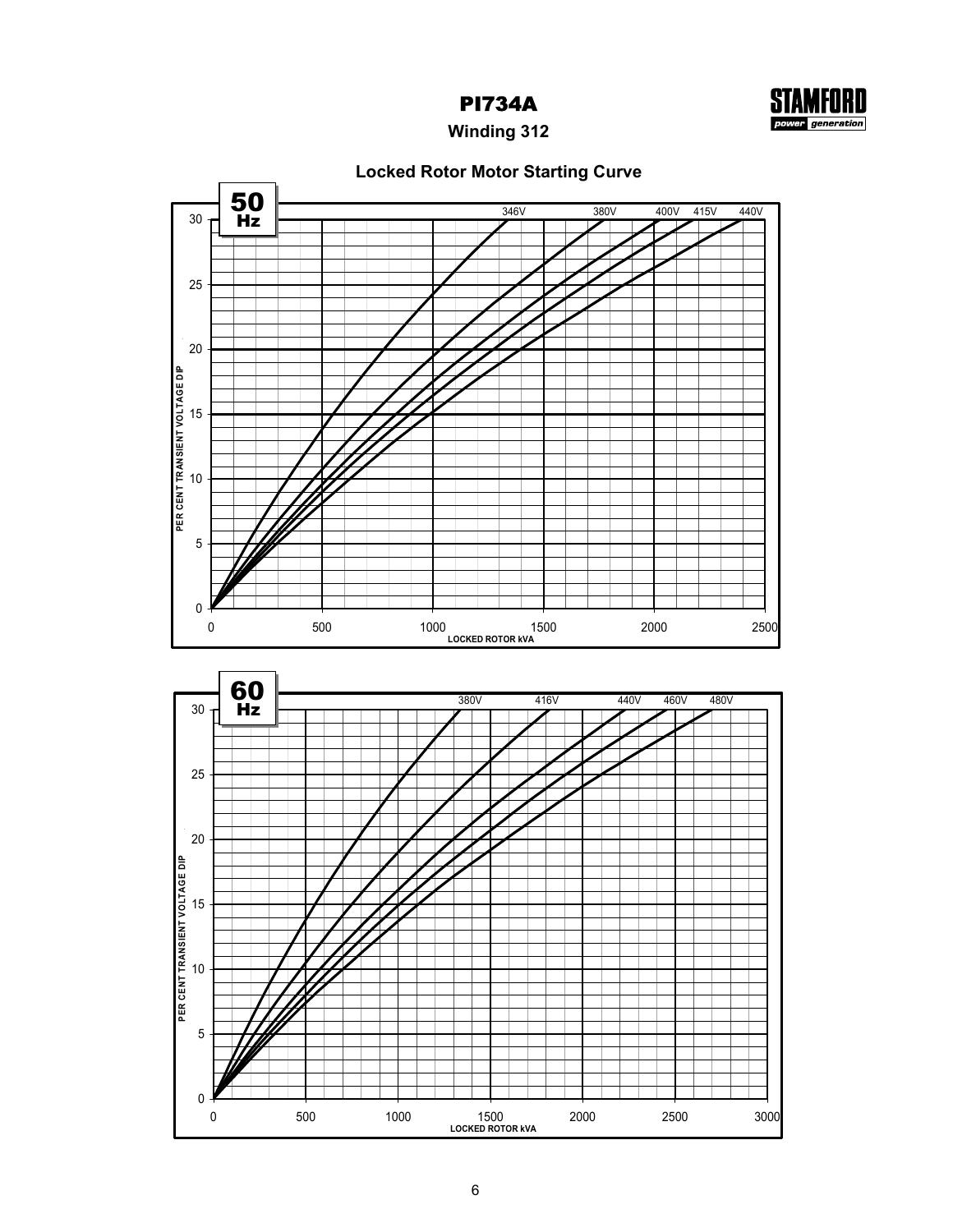# PI734A

## Winding 312

### Locked Rotor Motor Starting Curve

**50 Hz**

PER CENT TRANSIENT VOLTAGE DIP (0–30) vs LOCKED ROTOR kVA (0–2500)

Curves: 346V, 380V, 400V, 415V, 440V

**60 Hz**

PER CENT TRANSIENT VOLTAGE DIP (0–30) vs LOCKED ROTOR kVA (0–3000)

Curves: 380V, 416V, 440V, 460V, 480V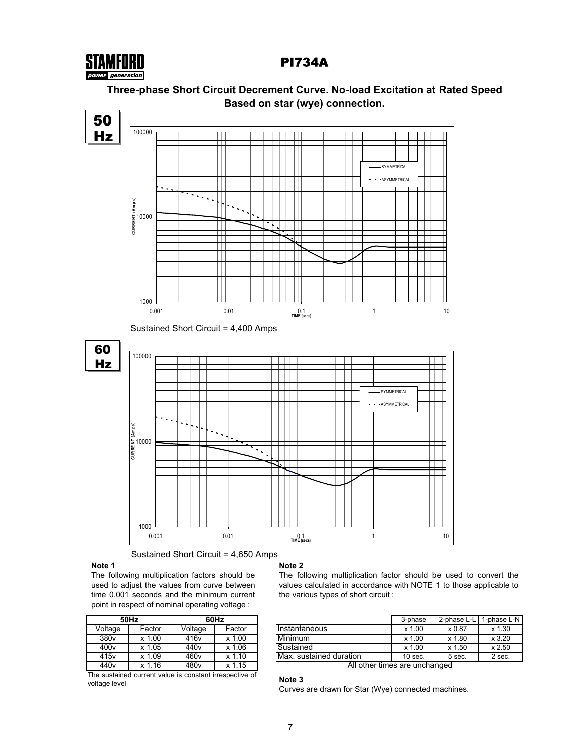**STAMFORD** power generation

# PI734A

## Three-phase Short Circuit Decrement Curve. No-load Excitation at Rated Speed
## Based on star (wye) connection.

**50 Hz**

Sustained Short Circuit = 4,400 Amps

**60 Hz**

Sustained Short Circuit = 4,650 Amps

**Note 1**

The following multiplication factors should be used to adjust the values from curve between time 0.001 seconds and the minimum current point in respect of nominal operating voltage :

| 50Hz | | 60Hz | |
|---|---|---|---|
| Voltage | Factor | Voltage | Factor |
| 380v | x 1.00 | 416v | x 1.00 |
| 400v | x 1.05 | 440v | x 1.06 |
| 415v | x 1.09 | 460v | x 1.10 |
| 440v | x 1.16 | 480v | x 1.15 |

The sustained current value is constant irrespective of voltage level

**Note 2**

The following multiplication factor should be used to convert the values calculated in accordance with NOTE 1 to those applicable to the various types of short circuit :

| | 3-phase | 2-phase L-L | 1-phase L-N |
|---|---|---|---|
| Instantaneous | x 1.00 | x 0.87 | x 1.30 |
| Minimum | x 1.00 | x 1.80 | x 3.20 |
| Sustained | x 1.00 | x 1.50 | x 2.50 |
| Max. sustained duration | 10 sec. | 5 sec. | 2 sec. |

All other times are unchanged

**Note 3**

Curves are drawn for Star (Wye) connected machines.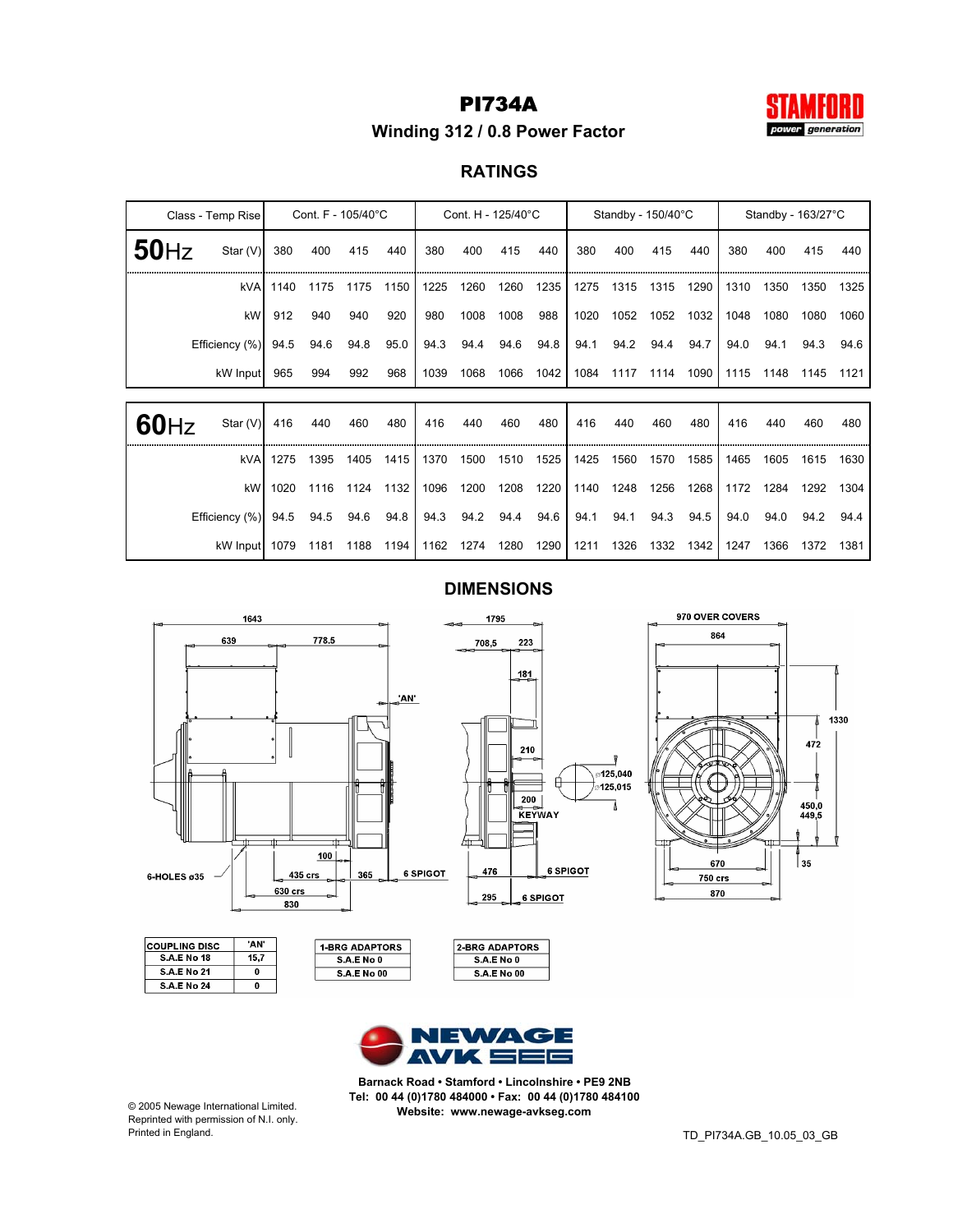# PI734A

## Winding 312 / 0.8 Power Factor

STAMFORD power generation

## RATINGS

| Class - Temp Rise | Cont. F - 105/40°C | | | | Cont. H - 125/40°C | | | | Standby - 150/40°C | | | | Standby - 163/27°C | | | |
|---|---|---|---|---|---|---|---|---|---|---|---|---|---|---|---|---|
| **50Hz** Star (V) | 380 | 400 | 415 | 440 | 380 | 400 | 415 | 440 | 380 | 400 | 415 | 440 | 380 | 400 | 415 | 440 |
| kVA | 1140 | 1175 | 1175 | 1150 | 1225 | 1260 | 1260 | 1235 | 1275 | 1315 | 1315 | 1290 | 1310 | 1350 | 1350 | 1325 |
| kW | 912 | 940 | 940 | 920 | 980 | 1008 | 1008 | 988 | 1020 | 1052 | 1052 | 1032 | 1048 | 1080 | 1080 | 1060 |
| Efficiency (%) | 94.5 | 94.6 | 94.8 | 95.0 | 94.3 | 94.4 | 94.6 | 94.8 | 94.1 | 94.2 | 94.4 | 94.7 | 94.0 | 94.1 | 94.3 | 94.6 |
| kW Input | 965 | 994 | 992 | 968 | 1039 | 1068 | 1066 | 1042 | 1084 | 1117 | 1114 | 1090 | 1115 | 1148 | 1145 | 1121 |

| **60Hz** Star (V) | 416 | 440 | 460 | 480 | 416 | 440 | 460 | 480 | 416 | 440 | 460 | 480 | 416 | 440 | 460 | 480 |
|---|---|---|---|---|---|---|---|---|---|---|---|---|---|---|---|---|
| kVA | 1275 | 1395 | 1405 | 1415 | 1370 | 1500 | 1510 | 1525 | 1425 | 1560 | 1570 | 1585 | 1465 | 1605 | 1615 | 1630 |
| kW | 1020 | 1116 | 1124 | 1132 | 1096 | 1200 | 1208 | 1220 | 1140 | 1248 | 1256 | 1268 | 1172 | 1284 | 1292 | 1304 |
| Efficiency (%) | 94.5 | 94.5 | 94.6 | 94.8 | 94.3 | 94.2 | 94.4 | 94.6 | 94.1 | 94.1 | 94.3 | 94.5 | 94.0 | 94.0 | 94.2 | 94.4 |
| kW Input | 1079 | 1181 | 1188 | 1194 | 1162 | 1274 | 1280 | 1290 | 1211 | 1326 | 1332 | 1342 | 1247 | 1366 | 1372 | 1381 |

## DIMENSIONS

1643
639
778.5
'AN'
6-HOLES ø35
100
435 crs
365
630 crs
830
6 SPIGOT

1795
708,5
223
181
210
200
KEYWAY
ø125,040
ø125,015
476
6 SPIGOT
295
6 SPIGOT

970 OVER COVERS
864
1330
472
450,0
449,5
35
670
750 crs
870

| COUPLING DISC | 'AN' |
|---|---|
| S.A.E No 18 | 15,7 |
| S.A.E No 21 | 0 |
| S.A.E No 24 | 0 |

| 1-BRG ADAPTORS |
|---|
| S.A.E No 0 |
| S.A.E No 00 |

| 2-BRG ADAPTORS |
|---|
| S.A.E No 0 |
| S.A.E No 00 |

NEWAGE AVK SEG

Barnack Road • Stamford • Lincolnshire • PE9 2NB
Tel: 00 44 (0)1780 484000 • Fax: 00 44 (0)1780 484100
Website: www.newage-avkseg.com

© 2005 Newage International Limited.
Reprinted with permission of N.I. only.
Printed in England.

TD_PI734A.GB_10.05_03_GB